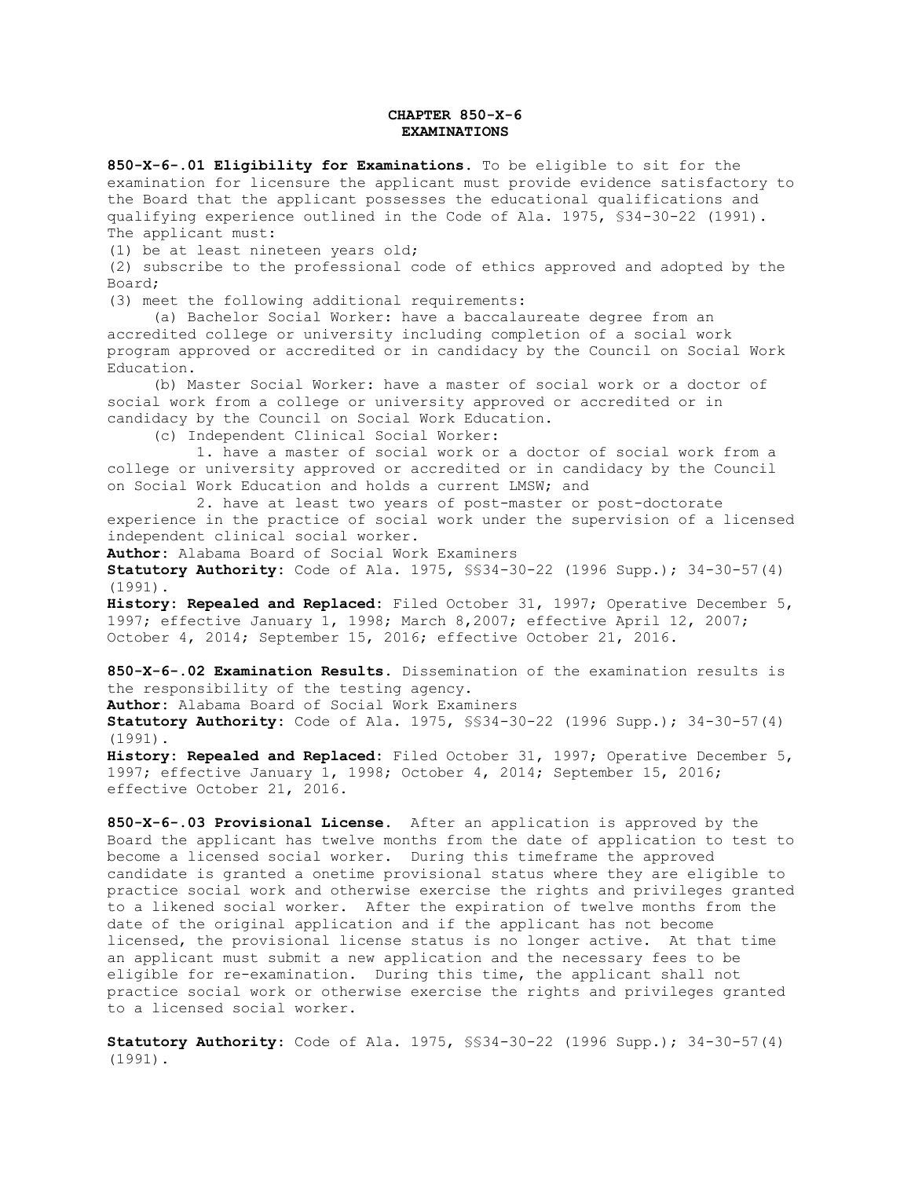# CHAPTER 850-X-6
# EXAMINATIONS

**850-X-6-.01 Eligibility for Examinations.** To be eligible to sit for the examination for licensure the applicant must provide evidence satisfactory to the Board that the applicant possesses the educational qualifications and qualifying experience outlined in the Code of Ala. 1975, §34-30-22 (1991). The applicant must:

(1) be at least nineteen years old;

(2) subscribe to the professional code of ethics approved and adopted by the Board;

(3) meet the following additional requirements:

(a) Bachelor Social Worker: have a baccalaureate degree from an accredited college or university including completion of a social work program approved or accredited or in candidacy by the Council on Social Work Education.

(b) Master Social Worker: have a master of social work or a doctor of social work from a college or university approved or accredited or in candidacy by the Council on Social Work Education.

(c) Independent Clinical Social Worker:

1. have a master of social work or a doctor of social work from a college or university approved or accredited or in candidacy by the Council on Social Work Education and holds a current LMSW; and

2. have at least two years of post-master or post-doctorate experience in the practice of social work under the supervision of a licensed independent clinical social worker.

**Author:** Alabama Board of Social Work Examiners
**Statutory Authority:** Code of Ala. 1975, §§34-30-22 (1996 Supp.); 34-30-57(4) (1991).
**History: Repealed and Replaced:** Filed October 31, 1997; Operative December 5, 1997; effective January 1, 1998; March 8,2007; effective April 12, 2007; October 4, 2014; September 15, 2016; effective October 21, 2016.

**850-X-6-.02 Examination Results.** Dissemination of the examination results is the responsibility of the testing agency.
**Author:** Alabama Board of Social Work Examiners
**Statutory Authority:** Code of Ala. 1975, §§34-30-22 (1996 Supp.); 34-30-57(4) (1991).
**History: Repealed and Replaced:** Filed October 31, 1997; Operative December 5, 1997; effective January 1, 1998; October 4, 2014; September 15, 2016; effective October 21, 2016.

**850-X-6-.03 Provisional License.** After an application is approved by the Board the applicant has twelve months from the date of application to test to become a licensed social worker. During this timeframe the approved candidate is granted a onetime provisional status where they are eligible to practice social work and otherwise exercise the rights and privileges granted to a likened social worker. After the expiration of twelve months from the date of the original application and if the applicant has not become licensed, the provisional license status is no longer active. At that time an applicant must submit a new application and the necessary fees to be eligible for re-examination. During this time, the applicant shall not practice social work or otherwise exercise the rights and privileges granted to a licensed social worker.

**Statutory Authority:** Code of Ala. 1975, §§34-30-22 (1996 Supp.); 34-30-57(4) (1991).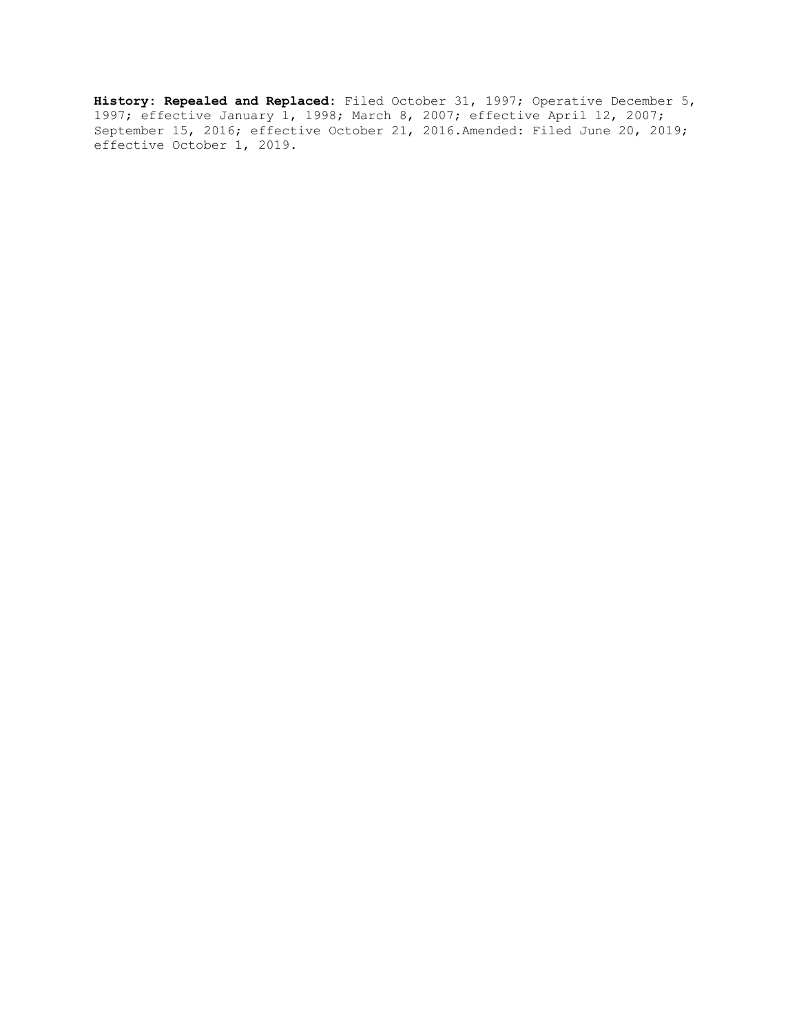**History: Repealed and Replaced:** Filed October 31, 1997; Operative December 5, 1997; effective January 1, 1998; March 8, 2007; effective April 12, 2007; September 15, 2016; effective October 21, 2016.Amended: Filed June 20, 2019; effective October 1, 2019.